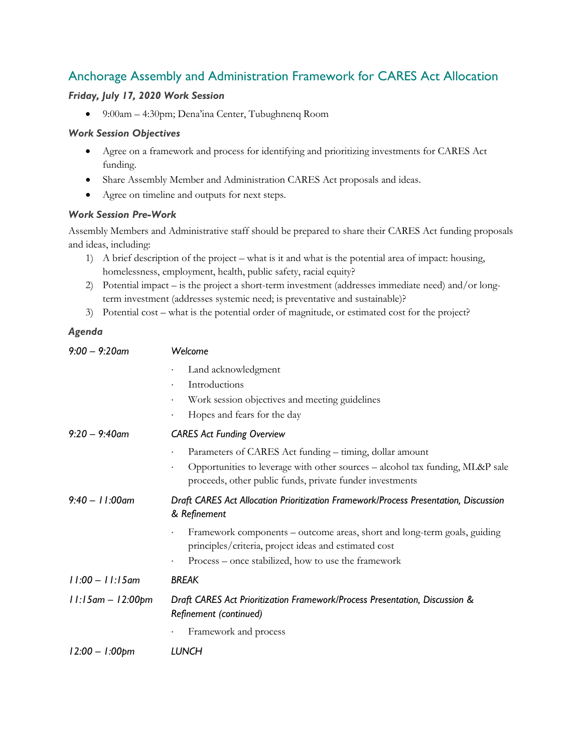## Anchorage Assembly and Administration Framework for CARES Act Allocation

### *Friday, July 17, 2020 Work Session*

- 9:00am – 4:30pm; Dena'ina Center, Tubughnenq Room

### *Work Session Objectives*

- Agree on a framework and process for identifying and prioritizing investments for CARES Act funding.
- Share Assembly Member and Administration CARES Act proposals and ideas.
- Agree on timeline and outputs for next steps.

### *Work Session Pre-Work*

Assembly Members and Administrative staff should be prepared to share their CARES Act funding proposals and ideas, including:

1) A brief description of the project – what is it and what is the potential area of impact: housing, homelessness, employment, health, public safety, racial equity?
2) Potential impact – is the project a short-term investment (addresses immediate need) and/or long-term investment (addresses systemic need; is preventative and sustainable)?
3) Potential cost – what is the potential order of magnitude, or estimated cost for the project?

### *Agenda*

| | |
|---|---|
| *9:00 – 9:20am* | *Welcome*<br>· Land acknowledgment<br>· Introductions<br>· Work session objectives and meeting guidelines<br>· Hopes and fears for the day |
| *9:20 – 9:40am* | *CARES Act Funding Overview*<br>· Parameters of CARES Act funding – timing, dollar amount<br>· Opportunities to leverage with other sources – alcohol tax funding, ML&P sale proceeds, other public funds, private funder investments |
| *9:40 – 11:00am* | *Draft CARES Act Allocation Prioritization Framework/Process Presentation, Discussion & Refinement*<br>· Framework components – outcome areas, short and long-term goals, guiding principles/criteria, project ideas and estimated cost<br>· Process – once stabilized, how to use the framework |
| *11:00 – 11:15am* | *BREAK* |
| *11:15am – 12:00pm* | *Draft CARES Act Prioritization Framework/Process Presentation, Discussion & Refinement (continued)*<br>· Framework and process |
| *12:00 – 1:00pm* | *LUNCH* |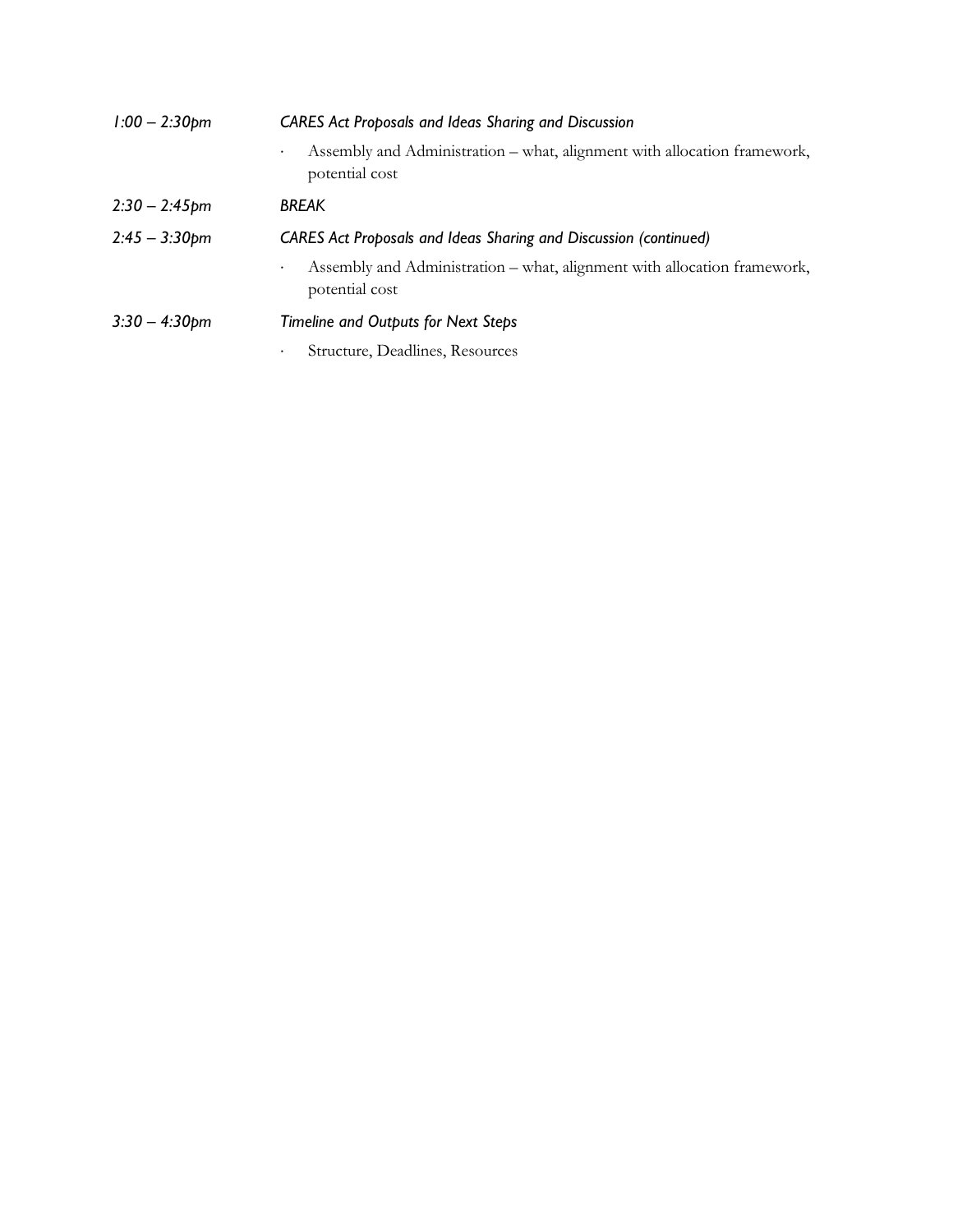*1:00 – 2:30pm* *CARES Act Proposals and Ideas Sharing and Discussion*

- Assembly and Administration – what, alignment with allocation framework, potential cost

*2:30 – 2:45pm* *BREAK*

*2:45 – 3:30pm* *CARES Act Proposals and Ideas Sharing and Discussion (continued)*

- Assembly and Administration – what, alignment with allocation framework, potential cost

*3:30 – 4:30pm* *Timeline and Outputs for Next Steps*

- Structure, Deadlines, Resources